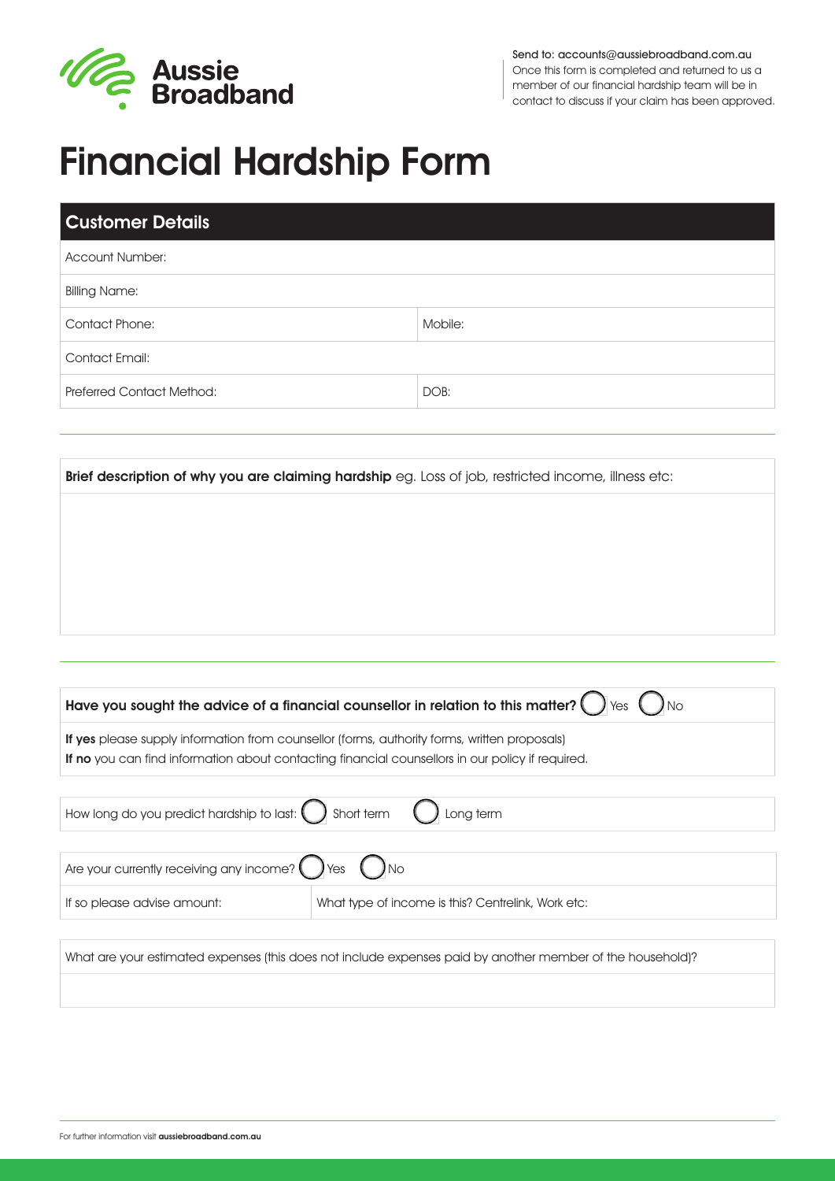Aussie Broadband

Send to: accounts@aussiebroadband.com.au
Once this form is completed and returned to us a member of our financial hardship team will be in contact to discuss if your claim has been approved.

# Financial Hardship Form

## Customer Details

| | |
|---|---|
| Account Number: | |
| Billing Name: | |
| Contact Phone: | Mobile: |
| Contact Email: | |
| Preferred Contact Method: | DOB: |

**Brief description of why you are claiming hardship** eg. Loss of job, restricted income, illness etc:

**Have you sought the advice of a financial counsellor in relation to this matter?** ◯ Yes ◯ No

**If yes** please supply information from counsellor (forms, authority forms, written proposals)
**If no** you can find information about contacting financial counsellors in our policy if required.

How long do you predict hardship to last: ◯ Short term ◯ Long term

Are your currently receiving any income? ◯ Yes ◯ No

| | |
|---|---|
| If so please advise amount: | What type of income is this? Centrelink, Work etc: |

What are your estimated expenses (this does not include expenses paid by another member of the household)?

For further information visit **aussiebroadband.com.au**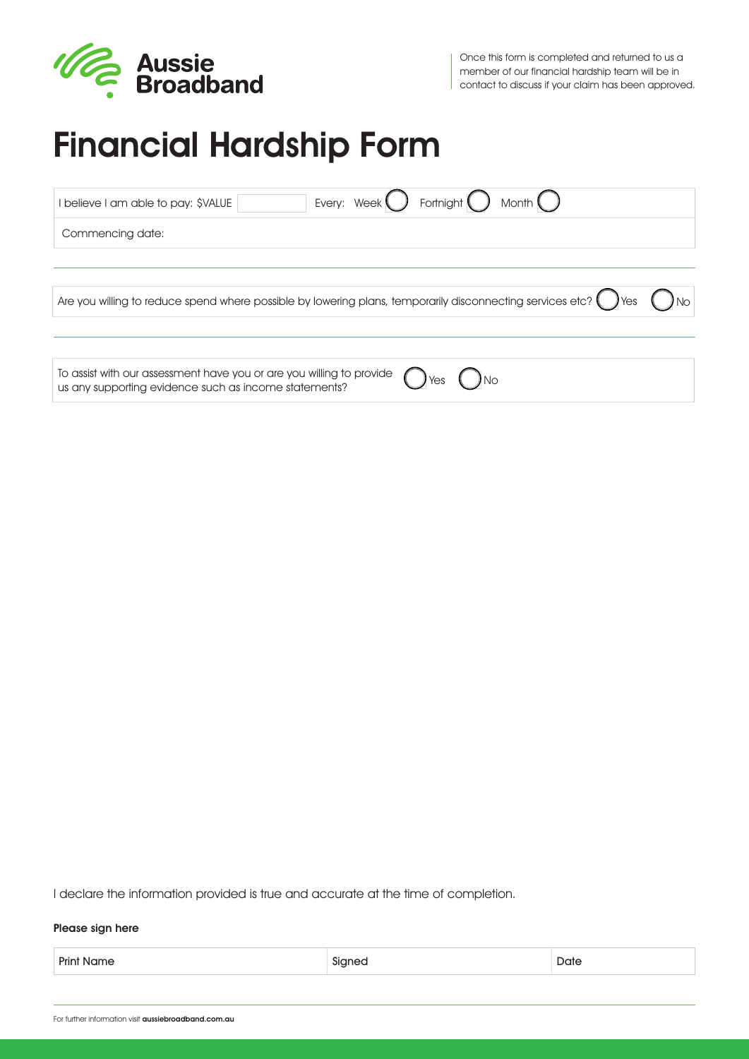Aussie Broadband

Once this form is completed and returned to us a member of our financial hardship team will be in contact to discuss if your claim has been approved.

# Financial Hardship Form

| I believe I am able to pay: $VALUE | | Every: Week ◯ Fortnight ◯ Month ◯ |
|---|---|---|
| Commencing date: | | |

Are you willing to reduce spend where possible by lowering plans, temporarily disconnecting services etc? ◯ Yes ◯ No

To assist with our assessment have you or are you willing to provide us any supporting evidence such as income statements? ◯ Yes ◯ No

I declare the information provided is true and accurate at the time of completion.

**Please sign here**

| Print Name | Signed | Date |
|---|---|---|

For further information visit **aussiebroadband.com.au**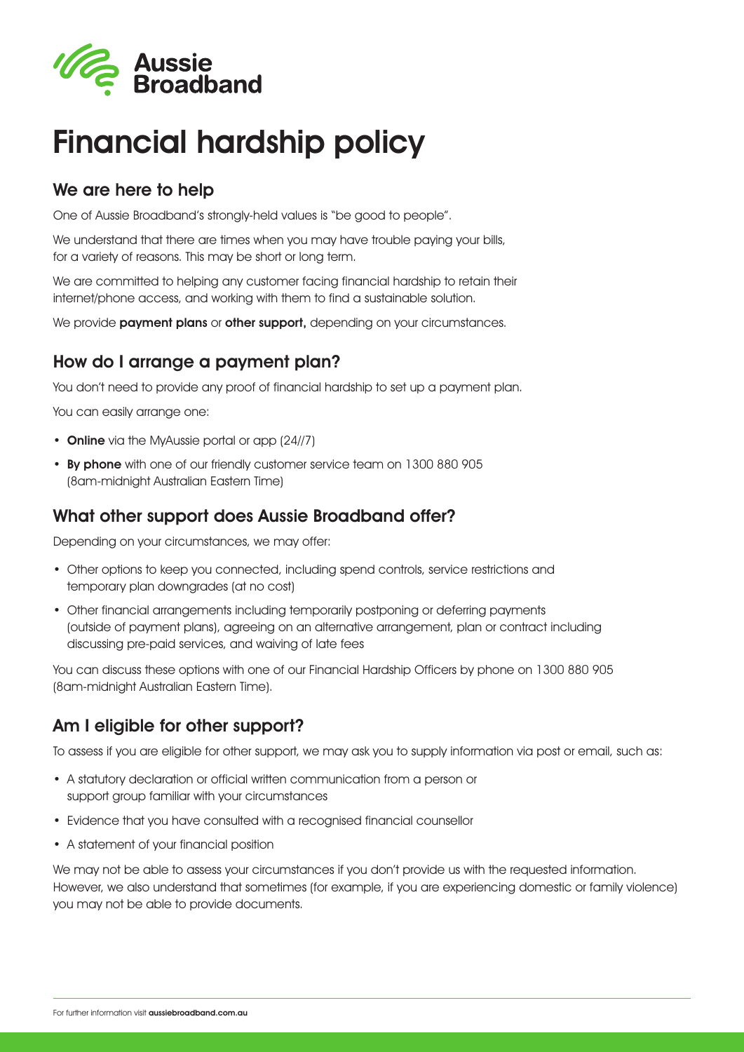Aussie Broadband

# Financial hardship policy

## We are here to help

One of Aussie Broadband's strongly-held values is "be good to people".

We understand that there are times when you may have trouble paying your bills, for a variety of reasons. This may be short or long term.

We are committed to helping any customer facing financial hardship to retain their internet/phone access, and working with them to find a sustainable solution.

We provide **payment plans** or **other support,** depending on your circumstances.

## How do I arrange a payment plan?

You don't need to provide any proof of financial hardship to set up a payment plan.

You can easily arrange one:

- **Online** via the MyAussie portal or app (24//7)
- **By phone** with one of our friendly customer service team on 1300 880 905 (8am-midnight Australian Eastern Time)

## What other support does Aussie Broadband offer?

Depending on your circumstances, we may offer:

- Other options to keep you connected, including spend controls, service restrictions and temporary plan downgrades (at no cost)
- Other financial arrangements including temporarily postponing or deferring payments (outside of payment plans), agreeing on an alternative arrangement, plan or contract including discussing pre-paid services, and waiving of late fees

You can discuss these options with one of our Financial Hardship Officers by phone on 1300 880 905 (8am-midnight Australian Eastern Time).

## Am I eligible for other support?

To assess if you are eligible for other support, we may ask you to supply information via post or email, such as:

- A statutory declaration or official written communication from a person or support group familiar with your circumstances
- Evidence that you have consulted with a recognised financial counsellor
- A statement of your financial position

We may not be able to assess your circumstances if you don't provide us with the requested information. However, we also understand that sometimes (for example, if you are experiencing domestic or family violence) you may not be able to provide documents.

For further information visit **aussiebroadband.com.au**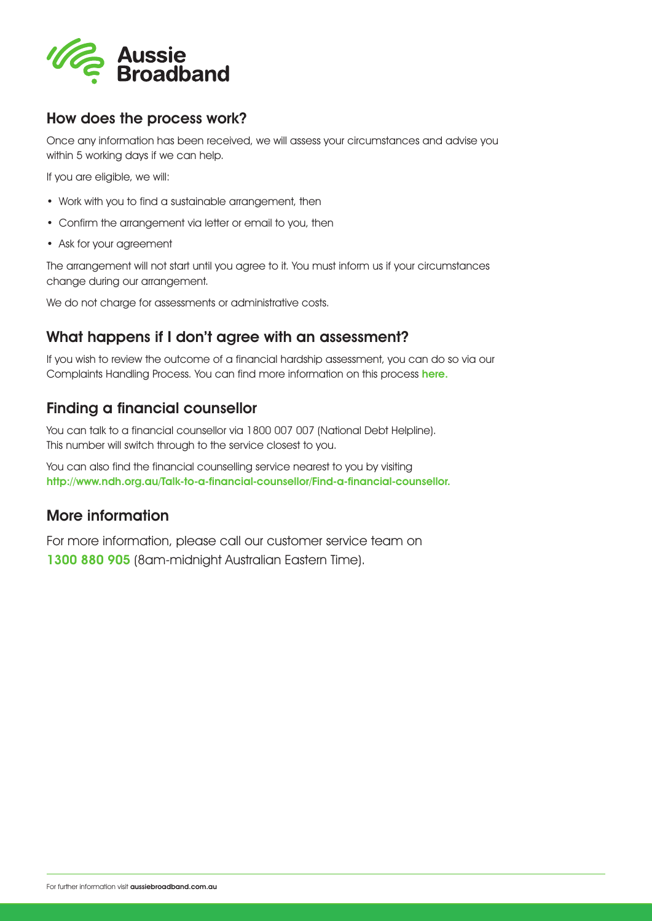## How does the process work?

Once any information has been received, we will assess your circumstances and advise you within 5 working days if we can help.

If you are eligible, we will:

- Work with you to find a sustainable arrangement, then
- Confirm the arrangement via letter or email to you, then
- Ask for your agreement

The arrangement will not start until you agree to it. You must inform us if your circumstances change during our arrangement.

We do not charge for assessments or administrative costs.

## What happens if I don't agree with an assessment?

If you wish to review the outcome of a financial hardship assessment, you can do so via our Complaints Handling Process. You can find more information on this process **here.**

## Finding a financial counsellor

You can talk to a financial counsellor via 1800 007 007 (National Debt Helpline). This number will switch through to the service closest to you.

You can also find the financial counselling service nearest to you by visiting **http://www.ndh.org.au/Talk-to-a-financial-counsellor/Find-a-financial-counsellor.**

## More information

For more information, please call our customer service team on **1300 880 905** (8am-midnight Australian Eastern Time).

For further information visit **aussiebroadband.com.au**